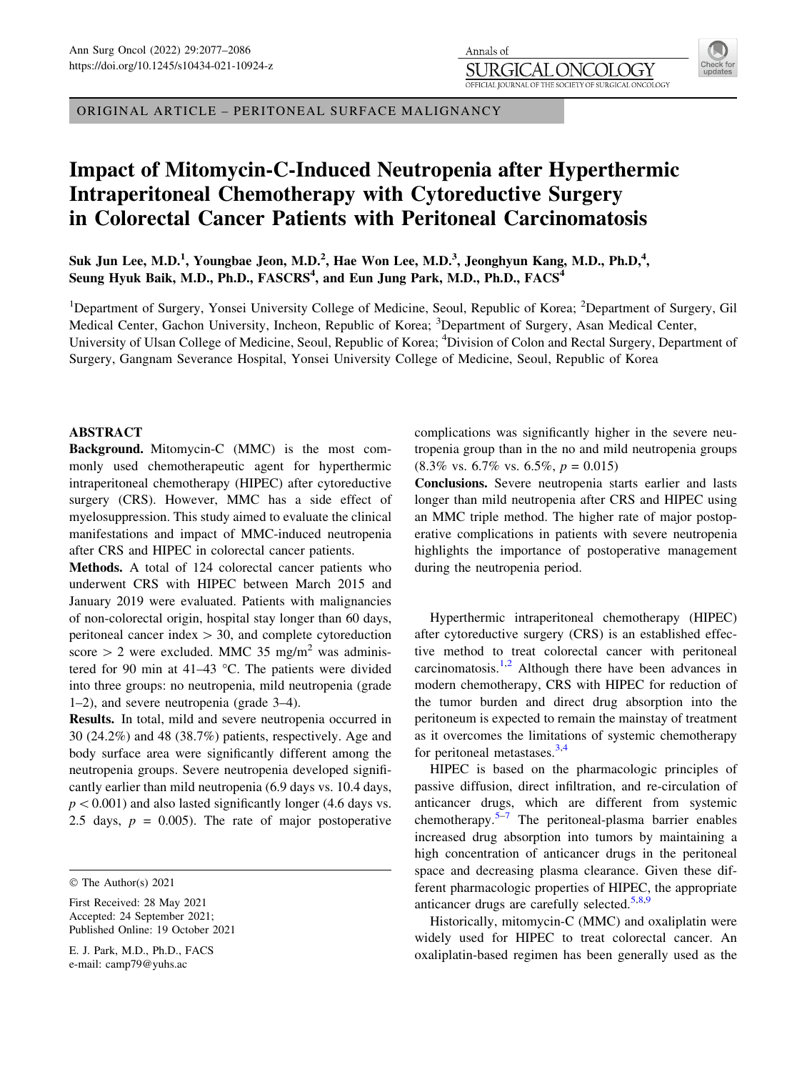ORIGINAL ARTICLE – PERITONEAL SURFACE MALIGNANCY

# Impact of Mitomycin-C-Induced Neutropenia after Hyperthermic Intraperitoneal Chemotherapy with Cytoreductive Surgery in Colorectal Cancer Patients with Peritoneal Carcinomatosis

**Suk Jun Lee, M.D.[1], Youngbae Jeon, M.D.[2], Hae Won Lee, M.D.[3], Jeonghyun Kang, M.D., Ph.D[4], Seung Hyuk Baik, M.D., Ph.D., FASCRS[4], and Eun Jung Park, M.D., Ph.D., FACS[4]**

[1]Department of Surgery, Yonsei University College of Medicine, Seoul, Republic of Korea; [2]Department of Surgery, Gil Medical Center, Gachon University, Incheon, Republic of Korea; [3]Department of Surgery, Asan Medical Center, University of Ulsan College of Medicine, Seoul, Republic of Korea; [4]Division of Colon and Rectal Surgery, Department of Surgery, Gangnam Severance Hospital, Yonsei University College of Medicine, Seoul, Republic of Korea

## ABSTRACT

**Background.** Mitomycin-C (MMC) is the most commonly used chemotherapeutic agent for hyperthermic intraperitoneal chemotherapy (HIPEC) after cytoreductive surgery (CRS). However, MMC has a side effect of myelosuppression. This study aimed to evaluate the clinical manifestations and impact of MMC-induced neutropenia after CRS and HIPEC in colorectal cancer patients.

**Methods.** A total of 124 colorectal cancer patients who underwent CRS with HIPEC between March 2015 and January 2019 were evaluated. Patients with malignancies of non-colorectal origin, hospital stay longer than 60 days, peritoneal cancer index > 30, and complete cytoreduction score > 2 were excluded. MMC 35 mg/m$^2$ was administered for 90 min at 41–43 °C. The patients were divided into three groups: no neutropenia, mild neutropenia (grade 1–2), and severe neutropenia (grade 3–4).

**Results.** In total, mild and severe neutropenia occurred in 30 (24.2%) and 48 (38.7%) patients, respectively. Age and body surface area were significantly different among the neutropenia groups. Severe neutropenia developed significantly earlier than mild neutropenia (6.9 days vs. 10.4 days, $p < 0.001$) and also lasted significantly longer (4.6 days vs. 2.5 days, $p$ = 0.005). The rate of major postoperative complications was significantly higher in the severe neutropenia group than in the no and mild neutropenia groups (8.3% vs. 6.7% vs. 6.5%, $p$ = 0.015)

**Conclusions.** Severe neutropenia starts earlier and lasts longer than mild neutropenia after CRS and HIPEC using an MMC triple method. The higher rate of major postoperative complications in patients with severe neutropenia highlights the importance of postoperative management during the neutropenia period.

© The Author(s) 2021

First Received: 28 May 2021
Accepted: 24 September 2021;
Published Online: 19 October 2021

E. J. Park, M.D., Ph.D., FACS
e-mail: camp79@yuhs.ac

Hyperthermic intraperitoneal chemotherapy (HIPEC) after cytoreductive surgery (CRS) is an established effective method to treat colorectal cancer with peritoneal carcinomatosis.[1,2] Although there have been advances in modern chemotherapy, CRS with HIPEC for reduction of the tumor burden and direct drug absorption into the peritoneum is expected to remain the mainstay of treatment as it overcomes the limitations of systemic chemotherapy for peritoneal metastases.[3,4]

HIPEC is based on the pharmacologic principles of passive diffusion, direct infiltration, and re-circulation of anticancer drugs, which are different from systemic chemotherapy.[5–7] The peritoneal-plasma barrier enables increased drug absorption into tumors by maintaining a high concentration of anticancer drugs in the peritoneal space and decreasing plasma clearance. Given these different pharmacologic properties of HIPEC, the appropriate anticancer drugs are carefully selected.[5,8,9]

Historically, mitomycin-C (MMC) and oxaliplatin were widely used for HIPEC to treat colorectal cancer. An oxaliplatin-based regimen has been generally used as the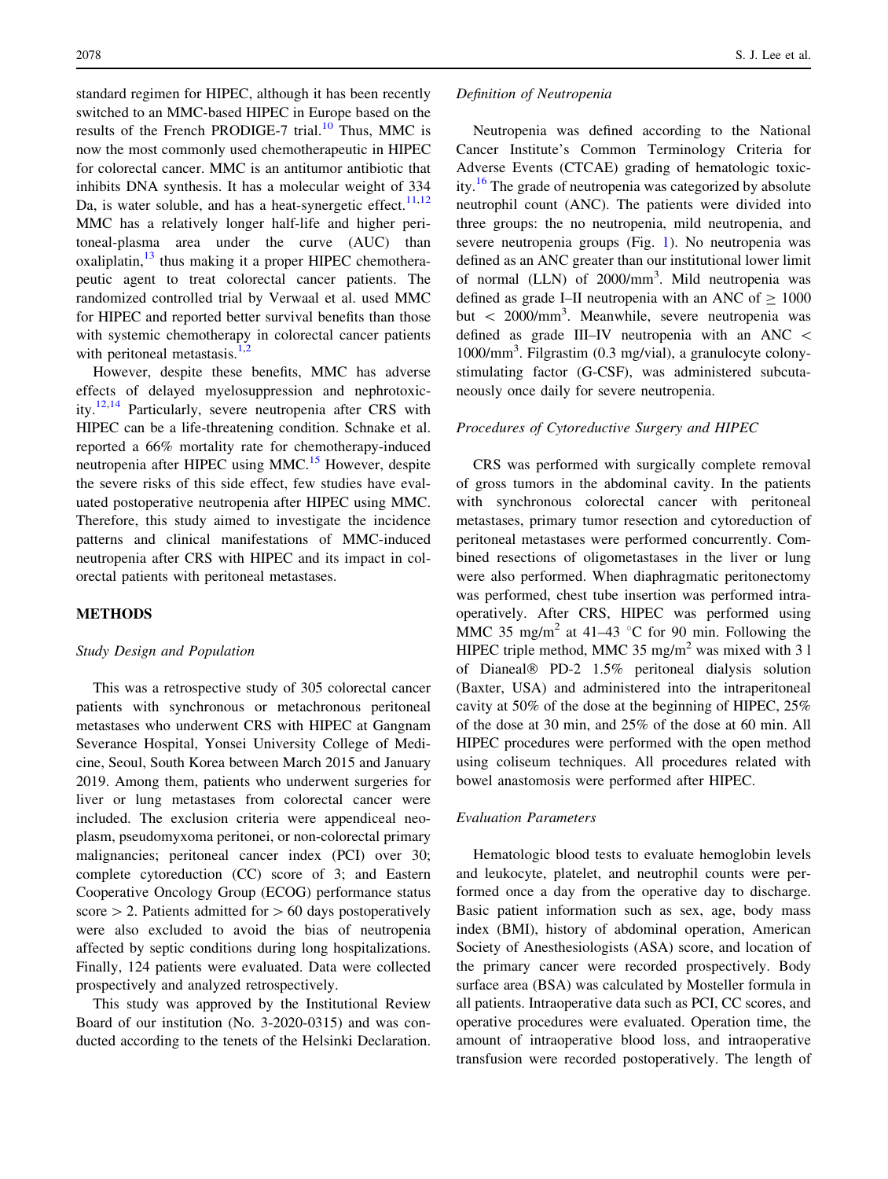standard regimen for HIPEC, although it has been recently switched to an MMC-based HIPEC in Europe based on the results of the French PRODIGE-7 trial.[10] Thus, MMC is now the most commonly used chemotherapeutic in HIPEC for colorectal cancer. MMC is an antitumor antibiotic that inhibits DNA synthesis. It has a molecular weight of 334 Da, is water soluble, and has a heat-synergetic effect.[11,12] MMC has a relatively longer half-life and higher peritoneal-plasma area under the curve (AUC) than oxaliplatin,[13] thus making it a proper HIPEC chemotherapeutic agent to treat colorectal cancer patients. The randomized controlled trial by Verwaal et al. used MMC for HIPEC and reported better survival benefits than those with systemic chemotherapy in colorectal cancer patients with peritoneal metastasis.[1,2]

However, despite these benefits, MMC has adverse effects of delayed myelosuppression and nephrotoxicity.[12,14] Particularly, severe neutropenia after CRS with HIPEC can be a life-threatening condition. Schnake et al. reported a 66% mortality rate for chemotherapy-induced neutropenia after HIPEC using MMC.[15] However, despite the severe risks of this side effect, few studies have evaluated postoperative neutropenia after HIPEC using MMC. Therefore, this study aimed to investigate the incidence patterns and clinical manifestations of MMC-induced neutropenia after CRS with HIPEC and its impact in colorectal patients with peritoneal metastases.

## METHODS

### *Study Design and Population*

This was a retrospective study of 305 colorectal cancer patients with synchronous or metachronous peritoneal metastases who underwent CRS with HIPEC at Gangnam Severance Hospital, Yonsei University College of Medicine, Seoul, South Korea between March 2015 and January 2019. Among them, patients who underwent surgeries for liver or lung metastases from colorectal cancer were included. The exclusion criteria were appendiceal neoplasm, pseudomyxoma peritonei, or non-colorectal primary malignancies; peritoneal cancer index (PCI) over 30; complete cytoreduction (CC) score of 3; and Eastern Cooperative Oncology Group (ECOG) performance status score $> 2$. Patients admitted for $> 60$ days postoperatively were also excluded to avoid the bias of neutropenia affected by septic conditions during long hospitalizations. Finally, 124 patients were evaluated. Data were collected prospectively and analyzed retrospectively.

This study was approved by the Institutional Review Board of our institution (No. 3-2020-0315) and was conducted according to the tenets of the Helsinki Declaration.

### *Definition of Neutropenia*

Neutropenia was defined according to the National Cancer Institute's Common Terminology Criteria for Adverse Events (CTCAE) grading of hematologic toxicity.[16] The grade of neutropenia was categorized by absolute neutrophil count (ANC). The patients were divided into three groups: the no neutropenia, mild neutropenia, and severe neutropenia groups (Fig. 1). No neutropenia was defined as an ANC greater than our institutional lower limit of normal (LLN) of 2000/mm$^3$. Mild neutropenia was defined as grade I–II neutropenia with an ANC of $\geq 1000$ but $< 2000$/mm$^3$. Meanwhile, severe neutropenia was defined as grade III–IV neutropenia with an ANC $<$ 1000/mm$^3$. Filgrastim (0.3 mg/vial), a granulocyte colony-stimulating factor (G-CSF), was administered subcutaneously once daily for severe neutropenia.

### *Procedures of Cytoreductive Surgery and HIPEC*

CRS was performed with surgically complete removal of gross tumors in the abdominal cavity. In the patients with synchronous colorectal cancer with peritoneal metastases, primary tumor resection and cytoreduction of peritoneal metastases were performed concurrently. Combined resections of oligometastases in the liver or lung were also performed. When diaphragmatic peritonectomy was performed, chest tube insertion was performed intraoperatively. After CRS, HIPEC was performed using MMC 35 mg/m$^2$ at 41–43 °C for 90 min. Following the HIPEC triple method, MMC 35 mg/m$^2$ was mixed with 3 l of Dianeal® PD-2 1.5% peritoneal dialysis solution (Baxter, USA) and administered into the intraperitoneal cavity at 50% of the dose at the beginning of HIPEC, 25% of the dose at 30 min, and 25% of the dose at 60 min. All HIPEC procedures were performed with the open method using coliseum techniques. All procedures related with bowel anastomosis were performed after HIPEC.

### *Evaluation Parameters*

Hematologic blood tests to evaluate hemoglobin levels and leukocyte, platelet, and neutrophil counts were performed once a day from the operative day to discharge. Basic patient information such as sex, age, body mass index (BMI), history of abdominal operation, American Society of Anesthesiologists (ASA) score, and location of the primary cancer were recorded prospectively. Body surface area (BSA) was calculated by Mosteller formula in all patients. Intraoperative data such as PCI, CC scores, and operative procedures were evaluated. Operation time, the amount of intraoperative blood loss, and intraoperative transfusion were recorded postoperatively. The length of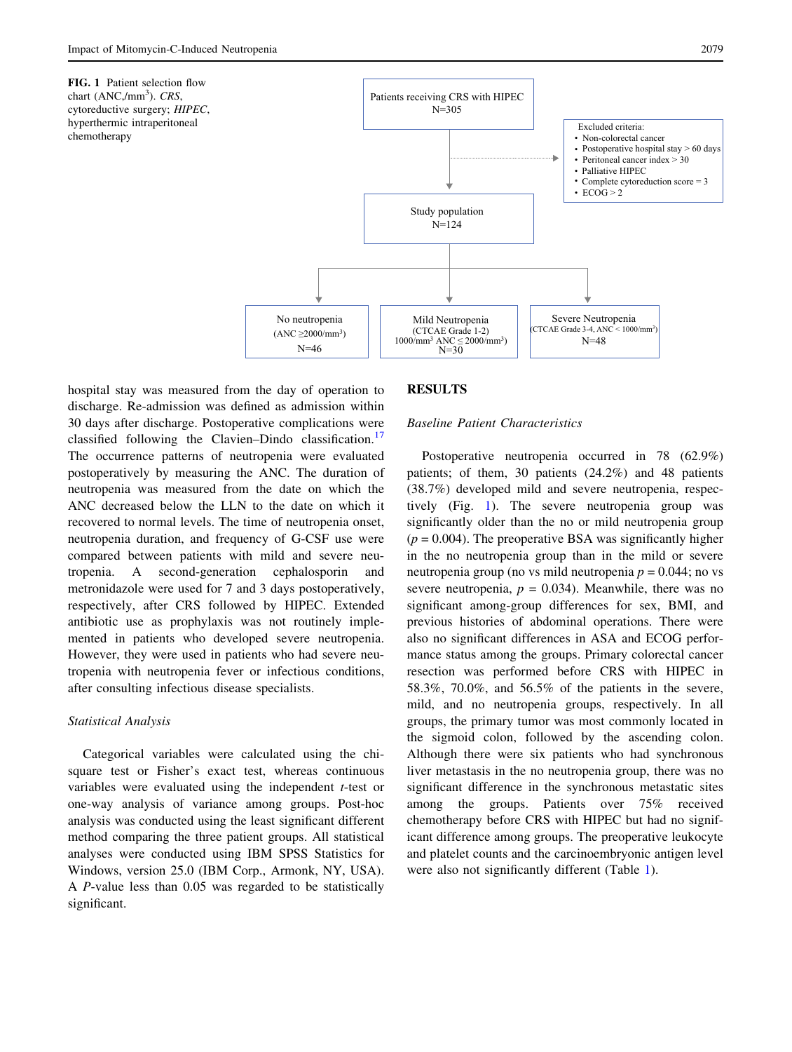**FIG. 1** Patient selection flow chart (ANC,/mm$^3$). *CRS*, cytoreductive surgery; *HIPEC*, hyperthermic intraperitoneal chemotherapy

Patients receiving CRS with HIPEC N=305

Excluded criteria:
- Non-colorectal cancer
- Postoperative hospital stay > 60 days
- Peritoneal cancer index > 30
- Palliative HIPEC
- Complete cytoreduction score = 3
- ECOG > 2

Study population N=124

No neutropenia (ANC ≥2000/mm$^3$) N=46

Mild Neutropenia (CTCAE Grade 1-2) 1000/mm$^3$ ANC ≤ 2000/mm$^3$) N=30

Severe Neutropenia (CTCAE Grade 3-4, ANC < 1000/mm$^3$) N=48

hospital stay was measured from the day of operation to discharge. Re-admission was defined as admission within 30 days after discharge. Postoperative complications were classified following the Clavien–Dindo classification.[17] The occurrence patterns of neutropenia were evaluated postoperatively by measuring the ANC. The duration of neutropenia was measured from the date on which the ANC decreased below the LLN to the date on which it recovered to normal levels. The time of neutropenia onset, neutropenia duration, and frequency of G-CSF use were compared between patients with mild and severe neutropenia. A second-generation cephalosporin and metronidazole were used for 7 and 3 days postoperatively, respectively, after CRS followed by HIPEC. Extended antibiotic use as prophylaxis was not routinely implemented in patients who developed severe neutropenia. However, they were used in patients who had severe neutropenia with neutropenia fever or infectious conditions, after consulting infectious disease specialists.

### *Statistical Analysis*

Categorical variables were calculated using the chi-square test or Fisher's exact test, whereas continuous variables were evaluated using the independent *t*-test or one-way analysis of variance among groups. Post-hoc analysis was conducted using the least significant different method comparing the three patient groups. All statistical analyses were conducted using IBM SPSS Statistics for Windows, version 25.0 (IBM Corp., Armonk, NY, USA). A *P*-value less than 0.05 was regarded to be statistically significant.

## RESULTS

### *Baseline Patient Characteristics*

Postoperative neutropenia occurred in 78 (62.9%) patients; of them, 30 patients (24.2%) and 48 patients (38.7%) developed mild and severe neutropenia, respectively (Fig. 1). The severe neutropenia group was significantly older than the no or mild neutropenia group ($p = 0.004$). The preoperative BSA was significantly higher in the no neutropenia group than in the mild or severe neutropenia group (no vs mild neutropenia $p = 0.044$; no vs severe neutropenia, $p = 0.034$). Meanwhile, there was no significant among-group differences for sex, BMI, and previous histories of abdominal operations. There were also no significant differences in ASA and ECOG performance status among the groups. Primary colorectal cancer resection was performed before CRS with HIPEC in 58.3%, 70.0%, and 56.5% of the patients in the severe, mild, and no neutropenia groups, respectively. In all groups, the primary tumor was most commonly located in the sigmoid colon, followed by the ascending colon. Although there were six patients who had synchronous liver metastasis in the no neutropenia group, there was no significant difference in the synchronous metastatic sites among the groups. Patients over 75% received chemotherapy before CRS with HIPEC but had no significant difference among groups. The preoperative leukocyte and platelet counts and the carcinoembryonic antigen level were also not significantly different (Table 1).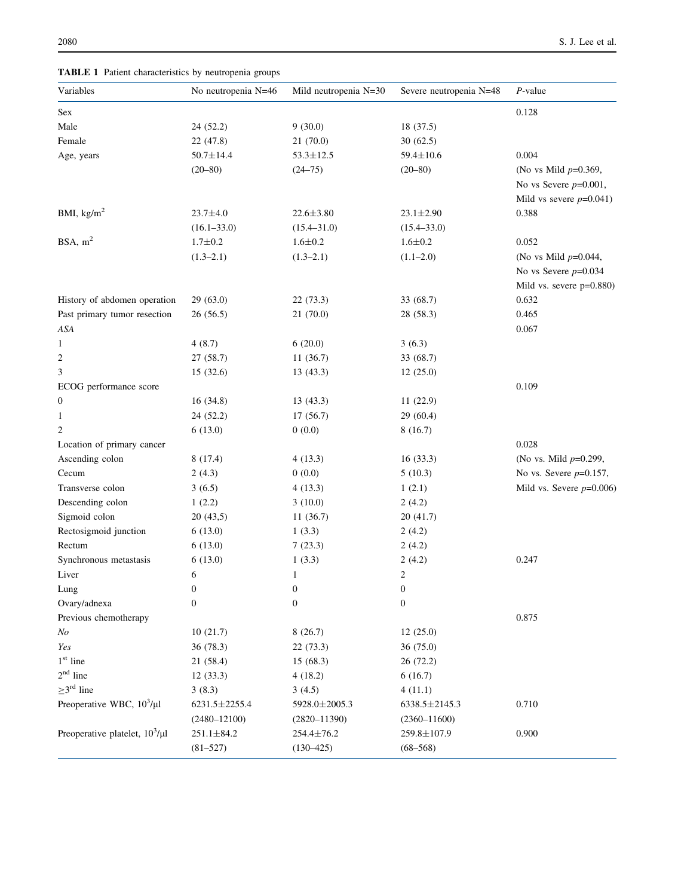**TABLE 1** Patient characteristics by neutropenia groups

| Variables | No neutropenia N=46 | Mild neutropenia N=30 | Severe neutropenia N=48 | *P*-value |
|---|---|---|---|---|
| Sex | | | | 0.128 |
| Male | 24 (52.2) | 9 (30.0) | 18 (37.5) | |
| Female | 22 (47.8) | 21 (70.0) | 30 (62.5) | |
| Age, years | 50.7±14.4 | 53.3±12.5 | 59.4±10.6 | 0.004 |
| | (20–80) | (24–75) | (20–80) | (No vs Mild *p*=0.369, |
| | | | | No vs Severe *p*=0.001, |
| | | | | Mild vs severe *p*=0.041) |
| BMI, kg/m$^2$ | 23.7±4.0 | 22.6±3.80 | 23.1±2.90 | 0.388 |
| | (16.1–33.0) | (15.4–31.0) | (15.4–33.0) | |
| BSA, m$^2$ | 1.7±0.2 | 1.6±0.2 | 1.6±0.2 | 0.052 |
| | (1.3–2.1) | (1.3–2.1) | (1.1–2.0) | (No vs Mild *p*=0.044, |
| | | | | No vs Severe *p*=0.034 |
| | | | | Mild vs. severe p=0.880) |
| History of abdomen operation | 29 (63.0) | 22 (73.3) | 33 (68.7) | 0.632 |
| Past primary tumor resection | 26 (56.5) | 21 (70.0) | 28 (58.3) | 0.465 |
| *ASA* | | | | 0.067 |
| 1 | 4 (8.7) | 6 (20.0) | 3 (6.3) | |
| 2 | 27 (58.7) | 11 (36.7) | 33 (68.7) | |
| 3 | 15 (32.6) | 13 (43.3) | 12 (25.0) | |
| ECOG performance score | | | | 0.109 |
| 0 | 16 (34.8) | 13 (43.3) | 11 (22.9) | |
| 1 | 24 (52.2) | 17 (56.7) | 29 (60.4) | |
| 2 | 6 (13.0) | 0 (0.0) | 8 (16.7) | |
| Location of primary cancer | | | | 0.028 |
| Ascending colon | 8 (17.4) | 4 (13.3) | 16 (33.3) | (No vs. Mild *p*=0.299, |
| Cecum | 2 (4.3) | 0 (0.0) | 5 (10.3) | No vs. Severe *p*=0.157, |
| Transverse colon | 3 (6.5) | 4 (13.3) | 1 (2.1) | Mild vs. Severe *p*=0.006) |
| Descending colon | 1 (2.2) | 3 (10.0) | 2 (4.2) | |
| Sigmoid colon | 20 (43,5) | 11 (36.7) | 20 (41.7) | |
| Rectosigmoid junction | 6 (13.0) | 1 (3.3) | 2 (4.2) | |
| Rectum | 6 (13.0) | 7 (23.3) | 2 (4.2) | |
| Synchronous metastasis | 6 (13.0) | 1 (3.3) | 2 (4.2) | 0.247 |
| Liver | 6 | 1 | 2 | |
| Lung | 0 | 0 | 0 | |
| Ovary/adnexa | 0 | 0 | 0 | |
| Previous chemotherapy | | | | 0.875 |
| *No* | 10 (21.7) | 8 (26.7) | 12 (25.0) | |
| *Yes* | 36 (78.3) | 22 (73.3) | 36 (75.0) | |
| 1$^{st}$ line | 21 (58.4) | 15 (68.3) | 26 (72.2) | |
| 2$^{nd}$ line | 12 (33.3) | 4 (18.2) | 6 (16.7) | |
| ≥3$^{rd}$ line | 3 (8.3) | 3 (4.5) | 4 (11.1) | |
| Preoperative WBC, $10^3$/μl | 6231.5±2255.4 | 5928.0±2005.3 | 6338.5±2145.3 | 0.710 |
| | (2480–12100) | (2820–11390) | (2360–11600) | |
| Preoperative platelet, $10^3$/μl | 251.1±84.2 | 254.4±76.2 | 259.8±107.9 | 0.900 |
| | (81–527) | (130–425) | (68–568) | |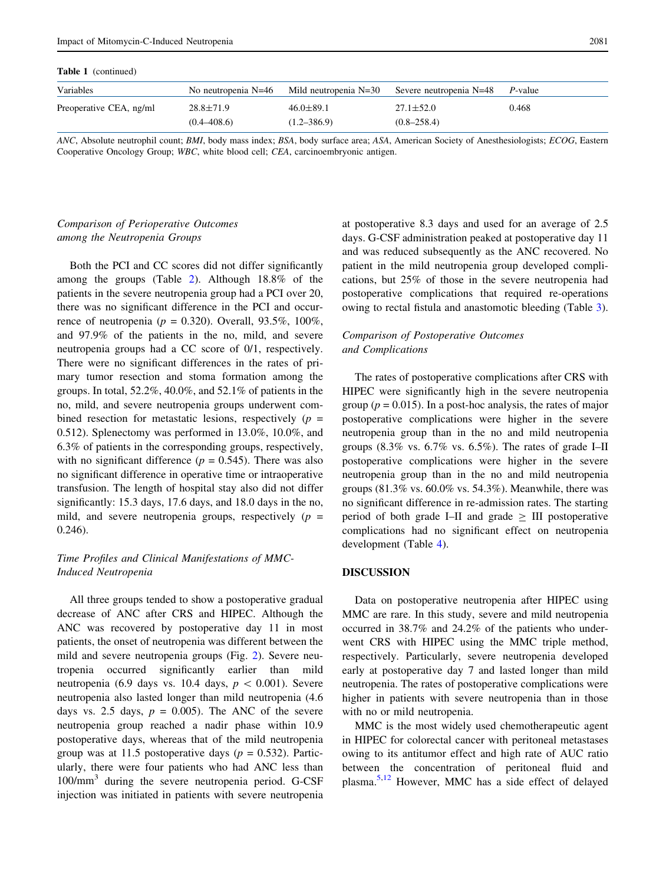**Table 1** (continued)

| Variables | No neutropenia N=46 | Mild neutropenia N=30 | Severe neutropenia N=48 | *P*-value |
|---|---|---|---|---|
| Preoperative CEA, ng/ml | 28.8±71.9 (0.4–408.6) | 46.0±89.1 (1.2–386.9) | 27.1±52.0 (0.8–258.4) | 0.468 |

*ANC*, Absolute neutrophil count; *BMI*, body mass index; *BSA*, body surface area; *ASA*, American Society of Anesthesiologists; *ECOG*, Eastern Cooperative Oncology Group; *WBC*, white blood cell; *CEA*, carcinoembryonic antigen.

### *Comparison of Perioperative Outcomes among the Neutropenia Groups*

Both the PCI and CC scores did not differ significantly among the groups (Table 2). Although 18.8% of the patients in the severe neutropenia group had a PCI over 20, there was no significant difference in the PCI and occurrence of neutropenia ($p$ = 0.320). Overall, 93.5%, 100%, and 97.9% of the patients in the no, mild, and severe neutropenia groups had a CC score of 0/1, respectively. There were no significant differences in the rates of primary tumor resection and stoma formation among the groups. In total, 52.2%, 40.0%, and 52.1% of patients in the no, mild, and severe neutropenia groups underwent combined resection for metastatic lesions, respectively ($p$ = 0.512). Splenectomy was performed in 13.0%, 10.0%, and 6.3% of patients in the corresponding groups, respectively, with no significant difference ($p$ = 0.545). There was also no significant difference in operative time or intraoperative transfusion. The length of hospital stay also did not differ significantly: 15.3 days, 17.6 days, and 18.0 days in the no, mild, and severe neutropenia groups, respectively ($p$ = 0.246).

### *Time Profiles and Clinical Manifestations of MMC-Induced Neutropenia*

All three groups tended to show a postoperative gradual decrease of ANC after CRS and HIPEC. Although the ANC was recovered by postoperative day 11 in most patients, the onset of neutropenia was different between the mild and severe neutropenia groups (Fig. 2). Severe neutropenia occurred significantly earlier than mild neutropenia (6.9 days vs. 10.4 days, $p < 0.001$). Severe neutropenia also lasted longer than mild neutropenia (4.6 days vs. 2.5 days, $p$ = 0.005). The ANC of the severe neutropenia group reached a nadir phase within 10.9 postoperative days, whereas that of the mild neutropenia group was at 11.5 postoperative days ($p$ = 0.532). Particularly, there were four patients who had ANC less than 100/mm$^3$ during the severe neutropenia period. G-CSF injection was initiated in patients with severe neutropenia at postoperative 8.3 days and used for an average of 2.5 days. G-CSF administration peaked at postoperative day 11 and was reduced subsequently as the ANC recovered. No patient in the mild neutropenia group developed complications, but 25% of those in the severe neutropenia had postoperative complications that required re-operations owing to rectal fistula and anastomotic bleeding (Table 3).

### *Comparison of Postoperative Outcomes and Complications*

The rates of postoperative complications after CRS with HIPEC were significantly high in the severe neutropenia group ($p$ = 0.015). In a post-hoc analysis, the rates of major postoperative complications were higher in the severe neutropenia group than in the no and mild neutropenia groups (8.3% vs. 6.7% vs. 6.5%). The rates of grade I–II postoperative complications were higher in the severe neutropenia group than in the no and mild neutropenia groups (81.3% vs. 60.0% vs. 54.3%). Meanwhile, there was no significant difference in re-admission rates. The starting period of both grade I–II and grade $\geq$ III postoperative complications had no significant effect on neutropenia development (Table 4).

## DISCUSSION

Data on postoperative neutropenia after HIPEC using MMC are rare. In this study, severe and mild neutropenia occurred in 38.7% and 24.2% of the patients who underwent CRS with HIPEC using the MMC triple method, respectively. Particularly, severe neutropenia developed early at postoperative day 7 and lasted longer than mild neutropenia. The rates of postoperative complications were higher in patients with severe neutropenia than in those with no or mild neutropenia.

MMC is the most widely used chemotherapeutic agent in HIPEC for colorectal cancer with peritoneal metastases owing to its antitumor effect and high rate of AUC ratio between the concentration of peritoneal fluid and plasma.[5,12] However, MMC has a side effect of delayed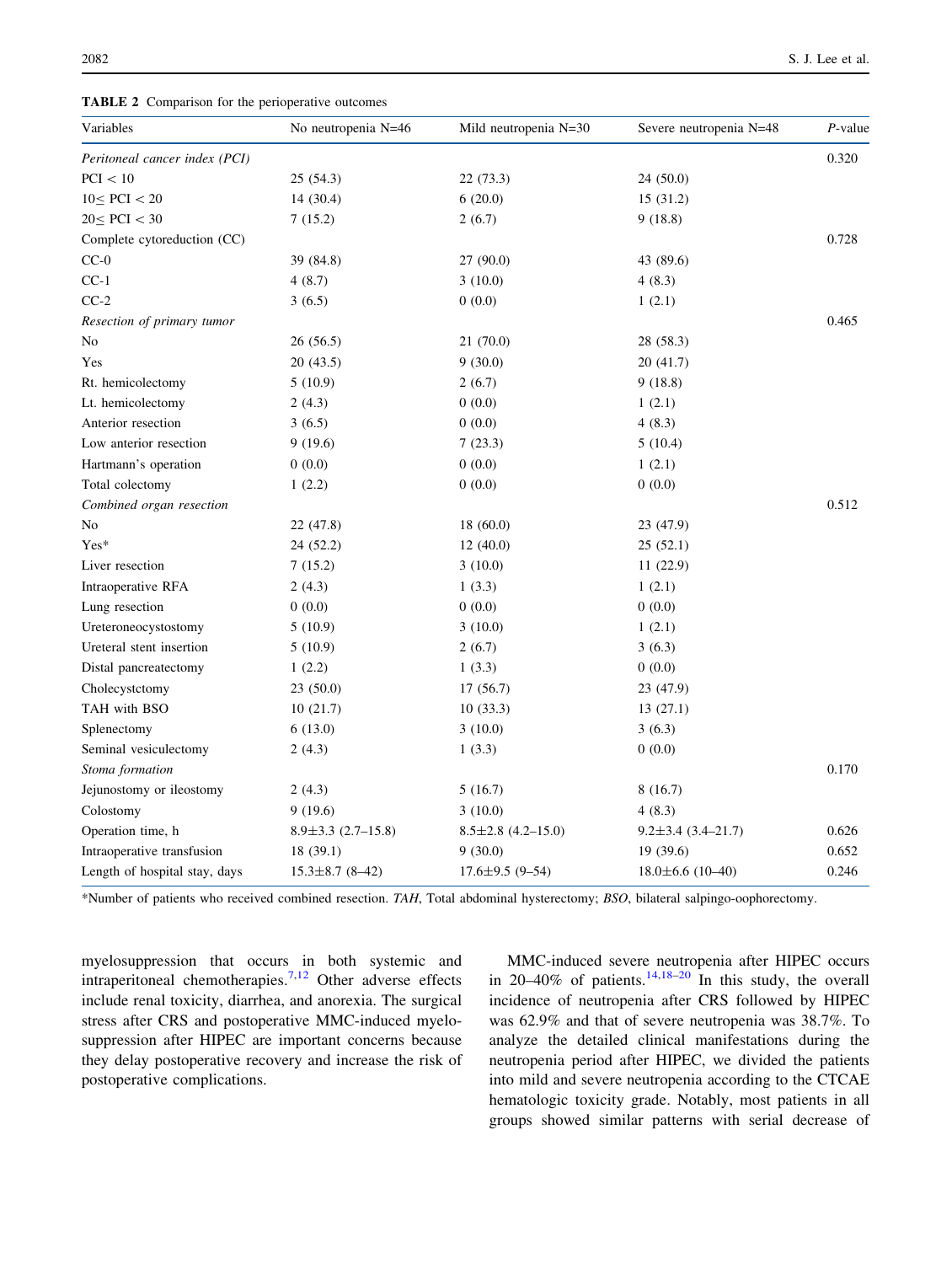**TABLE 2** Comparison for the perioperative outcomes

| Variables | No neutropenia N=46 | Mild neutropenia N=30 | Severe neutropenia N=48 | *P*-value |
|---|---|---|---|---|
| *Peritoneal cancer index (PCI)* | | | | 0.320 |
| PCI < 10 | 25 (54.3) | 22 (73.3) | 24 (50.0) | |
| 10≤ PCI < 20 | 14 (30.4) | 6 (20.0) | 15 (31.2) | |
| 20≤ PCI < 30 | 7 (15.2) | 2 (6.7) | 9 (18.8) | |
| Complete cytoreduction (CC) | | | | 0.728 |
| CC-0 | 39 (84.8) | 27 (90.0) | 43 (89.6) | |
| CC-1 | 4 (8.7) | 3 (10.0) | 4 (8.3) | |
| CC-2 | 3 (6.5) | 0 (0.0) | 1 (2.1) | |
| *Resection of primary tumor* | | | | 0.465 |
| No | 26 (56.5) | 21 (70.0) | 28 (58.3) | |
| Yes | 20 (43.5) | 9 (30.0) | 20 (41.7) | |
| Rt. hemicolectomy | 5 (10.9) | 2 (6.7) | 9 (18.8) | |
| Lt. hemicolectomy | 2 (4.3) | 0 (0.0) | 1 (2.1) | |
| Anterior resection | 3 (6.5) | 0 (0.0) | 4 (8.3) | |
| Low anterior resection | 9 (19.6) | 7 (23.3) | 5 (10.4) | |
| Hartmann's operation | 0 (0.0) | 0 (0.0) | 1 (2.1) | |
| Total colectomy | 1 (2.2) | 0 (0.0) | 0 (0.0) | |
| *Combined organ resection* | | | | 0.512 |
| No | 22 (47.8) | 18 (60.0) | 23 (47.9) | |
| Yes* | 24 (52.2) | 12 (40.0) | 25 (52.1) | |
| Liver resection | 7 (15.2) | 3 (10.0) | 11 (22.9) | |
| Intraoperative RFA | 2 (4.3) | 1 (3.3) | 1 (2.1) | |
| Lung resection | 0 (0.0) | 0 (0.0) | 0 (0.0) | |
| Ureteroneocystostomy | 5 (10.9) | 3 (10.0) | 1 (2.1) | |
| Ureteral stent insertion | 5 (10.9) | 2 (6.7) | 3 (6.3) | |
| Distal pancreatectomy | 1 (2.2) | 1 (3.3) | 0 (0.0) | |
| Cholecystctomy | 23 (50.0) | 17 (56.7) | 23 (47.9) | |
| TAH with BSO | 10 (21.7) | 10 (33.3) | 13 (27.1) | |
| Splenectomy | 6 (13.0) | 3 (10.0) | 3 (6.3) | |
| Seminal vesiculectomy | 2 (4.3) | 1 (3.3) | 0 (0.0) | |
| *Stoma formation* | | | | 0.170 |
| Jejunostomy or ileostomy | 2 (4.3) | 5 (16.7) | 8 (16.7) | |
| Colostomy | 9 (19.6) | 3 (10.0) | 4 (8.3) | |
| Operation time, h | 8.9±3.3 (2.7–15.8) | 8.5±2.8 (4.2–15.0) | 9.2±3.4 (3.4–21.7) | 0.626 |
| Intraoperative transfusion | 18 (39.1) | 9 (30.0) | 19 (39.6) | 0.652 |
| Length of hospital stay, days | 15.3±8.7 (8–42) | 17.6±9.5 (9–54) | 18.0±6.6 (10–40) | 0.246 |

*Number of patients who received combined resection. *TAH*, Total abdominal hysterectomy; *BSO*, bilateral salpingo-oophorectomy.

myelosuppression that occurs in both systemic and intraperitoneal chemotherapies.[7,12] Other adverse effects include renal toxicity, diarrhea, and anorexia. The surgical stress after CRS and postoperative MMC-induced myelosuppression after HIPEC are important concerns because they delay postoperative recovery and increase the risk of postoperative complications.

MMC-induced severe neutropenia after HIPEC occurs in 20–40% of patients.[14,18–20] In this study, the overall incidence of neutropenia after CRS followed by HIPEC was 62.9% and that of severe neutropenia was 38.7%. To analyze the detailed clinical manifestations during the neutropenia period after HIPEC, we divided the patients into mild and severe neutropenia according to the CTCAE hematologic toxicity grade. Notably, most patients in all groups showed similar patterns with serial decrease of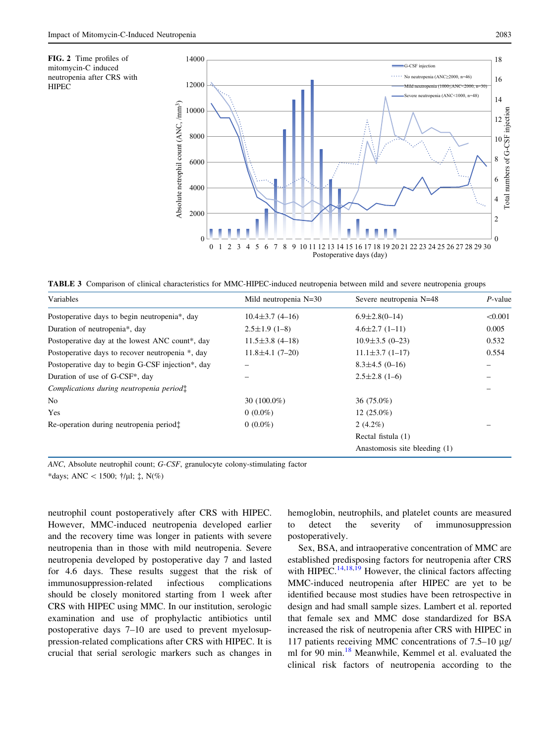**FIG. 2** Time profiles of mitomycin-C induced neutropenia after CRS with HIPEC

**TABLE 3** Comparison of clinical characteristics for MMC-HIPEC-induced neutropenia between mild and severe neutropenia groups

| Variables | Mild neutropenia N=30 | Severe neutropenia N=48 | P-value |
|---|---|---|---|
| Postoperative days to begin neutropenia*, day | 10.4±3.7 (4–16) | 6.9±2.8(0–14) | <0.001 |
| Duration of neutropenia*, day | 2.5±1.9 (1–8) | 4.6±2.7 (1–11) | 0.005 |
| Postoperative day at the lowest ANC count*, day | 11.5±3.8 (4–18) | 10.9±3.5 (0–23) | 0.532 |
| Postoperative days to recover neutropenia *, day | 11.8±4.1 (7–20) | 11.1±3.7 (1–17) | 0.554 |
| Postoperative day to begin G-CSF injection*, day | – | 8.3±4.5 (0–16) | – |
| Duration of use of G-CSF*, day | – | 2.5±2.8 (1–6) | – |
| *Complications during neutropenia period‡* | | | – |
| No | 30 (100.0%) | 36 (75.0%) | |
| Yes | 0 (0.0%) | 12 (25.0%) | |
| Re-operation during neutropenia period‡ | 0 (0.0%) | 2 (4.2%) | – |
| | | Rectal fistula (1) | |
| | | Anastomosis site bleeding (1) | |

*ANC*, Absolute neutrophil count; *G-CSF*, granulocyte colony-stimulating factor

*days; ANC < 1500; †/μl; ‡, N(%)

neutrophil count postoperatively after CRS with HIPEC. However, MMC-induced neutropenia developed earlier and the recovery time was longer in patients with severe neutropenia than in those with mild neutropenia. Severe neutropenia developed by postoperative day 7 and lasted for 4.6 days. These results suggest that the risk of immunosuppression-related infectious complications should be closely monitored starting from 1 week after CRS with HIPEC using MMC. In our institution, serologic examination and use of prophylactic antibiotics until postoperative days 7–10 are used to prevent myelosuppression-related complications after CRS with HIPEC. It is crucial that serial serologic markers such as changes in hemoglobin, neutrophils, and platelet counts are measured to detect the severity of immunosuppression postoperatively.

Sex, BSA, and intraoperative concentration of MMC are established predisposing factors for neutropenia after CRS with HIPEC.[14,18,19] However, the clinical factors affecting MMC-induced neutropenia after HIPEC are yet to be identified because most studies have been retrospective in design and had small sample sizes. Lambert et al. reported that female sex and MMC dose standardized for BSA increased the risk of neutropenia after CRS with HIPEC in 117 patients receiving MMC concentrations of 7.5–10 μg/ml for 90 min.[18] Meanwhile, Kemmel et al. evaluated the clinical risk factors of neutropenia according to the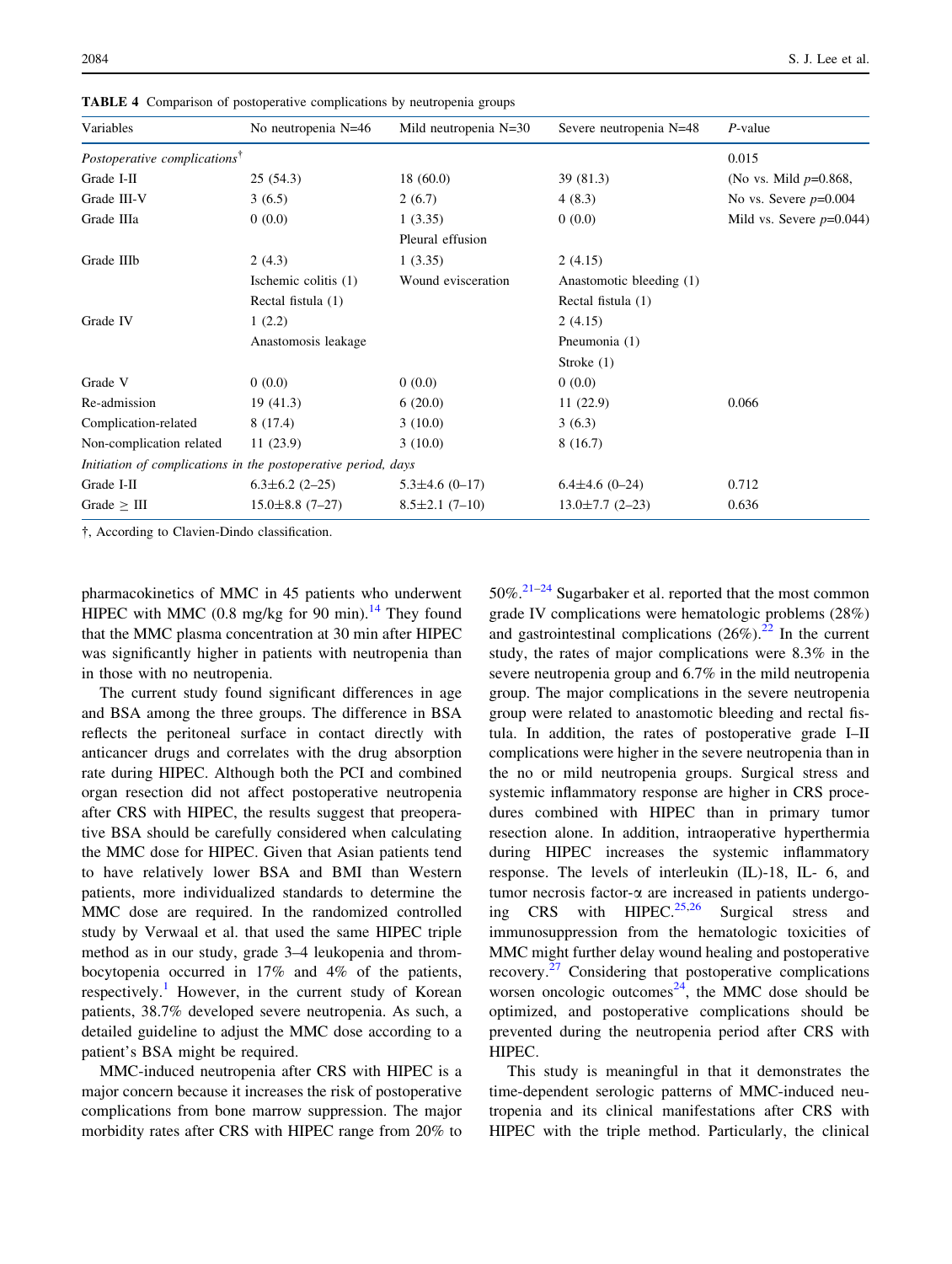**TABLE 4** Comparison of postoperative complications by neutropenia groups

| Variables | No neutropenia N=46 | Mild neutropenia N=30 | Severe neutropenia N=48 | *P*-value |
|---|---|---|---|---|
| *Postoperative complications*† | | | | 0.015 |
| Grade I-II | 25 (54.3) | 18 (60.0) | 39 (81.3) | (No vs. Mild *p*=0.868, |
| Grade III-V | 3 (6.5) | 2 (6.7) | 4 (8.3) | No vs. Severe *p*=0.004 |
| Grade IIIa | 0 (0.0) | 1 (3.35) Pleural effusion | 0 (0.0) | Mild vs. Severe *p*=0.044) |
| Grade IIIb | 2 (4.3) Ischemic colitis (1) Rectal fistula (1) | 1 (3.35) Wound evisceration | 2 (4.15) Anastomotic bleeding (1) Rectal fistula (1) | |
| Grade IV | 1 (2.2) Anastomosis leakage | | 2 (4.15) Pneumonia (1) Stroke (1) | |
| Grade V | 0 (0.0) | 0 (0.0) | 0 (0.0) | |
| Re-admission | 19 (41.3) | 6 (20.0) | 11 (22.9) | 0.066 |
| Complication-related | 8 (17.4) | 3 (10.0) | 3 (6.3) | |
| Non-complication related | 11 (23.9) | 3 (10.0) | 8 (16.7) | |
| *Initiation of complications in the postoperative period, days* | | | | |
| Grade I-II | 6.3±6.2 (2–25) | 5.3±4.6 (0–17) | 6.4±4.6 (0–24) | 0.712 |
| Grade ≥ III | 15.0±8.8 (7–27) | 8.5±2.1 (7–10) | 13.0±7.7 (2–23) | 0.636 |

†, According to Clavien-Dindo classification.

pharmacokinetics of MMC in 45 patients who underwent HIPEC with MMC (0.8 mg/kg for 90 min).[14] They found that the MMC plasma concentration at 30 min after HIPEC was significantly higher in patients with neutropenia than in those with no neutropenia.

The current study found significant differences in age and BSA among the three groups. The difference in BSA reflects the peritoneal surface in contact directly with anticancer drugs and correlates with the drug absorption rate during HIPEC. Although both the PCI and combined organ resection did not affect postoperative neutropenia after CRS with HIPEC, the results suggest that preoperative BSA should be carefully considered when calculating the MMC dose for HIPEC. Given that Asian patients tend to have relatively lower BSA and BMI than Western patients, more individualized standards to determine the MMC dose are required. In the randomized controlled study by Verwaal et al. that used the same HIPEC triple method as in our study, grade 3–4 leukopenia and thrombocytopenia occurred in 17% and 4% of the patients, respectively.[1] However, in the current study of Korean patients, 38.7% developed severe neutropenia. As such, a detailed guideline to adjust the MMC dose according to a patient's BSA might be required.

MMC-induced neutropenia after CRS with HIPEC is a major concern because it increases the risk of postoperative complications from bone marrow suppression. The major morbidity rates after CRS with HIPEC range from 20% to 50%.[21–24] Sugarbaker et al. reported that the most common grade IV complications were hematologic problems (28%) and gastrointestinal complications (26%).[22] In the current study, the rates of major complications were 8.3% in the severe neutropenia group and 6.7% in the mild neutropenia group. The major complications in the severe neutropenia group were related to anastomotic bleeding and rectal fistula. In addition, the rates of postoperative grade I–II complications were higher in the severe neutropenia than in the no or mild neutropenia groups. Surgical stress and systemic inflammatory response are higher in CRS procedures combined with HIPEC than in primary tumor resection alone. In addition, intraoperative hyperthermia during HIPEC increases the systemic inflammatory response. The levels of interleukin (IL)-18, IL- 6, and tumor necrosis factor-α are increased in patients undergoing CRS with HIPEC.[25,26] Surgical stress and immunosuppression from the hematologic toxicities of MMC might further delay wound healing and postoperative recovery.[27] Considering that postoperative complications worsen oncologic outcomes[24], the MMC dose should be optimized, and postoperative complications should be prevented during the neutropenia period after CRS with HIPEC.

This study is meaningful in that it demonstrates the time-dependent serologic patterns of MMC-induced neutropenia and its clinical manifestations after CRS with HIPEC with the triple method. Particularly, the clinical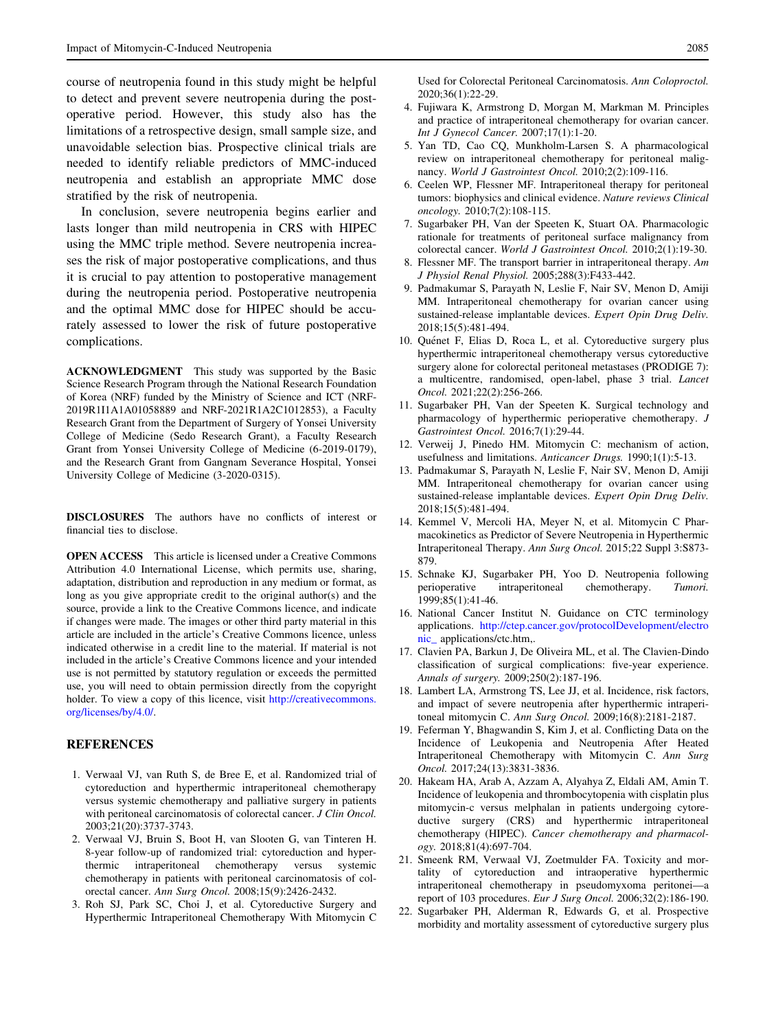course of neutropenia found in this study might be helpful to detect and prevent severe neutropenia during the post-operative period. However, this study also has the limitations of a retrospective design, small sample size, and unavoidable selection bias. Prospective clinical trials are needed to identify reliable predictors of MMC-induced neutropenia and establish an appropriate MMC dose stratified by the risk of neutropenia.

In conclusion, severe neutropenia begins earlier and lasts longer than mild neutropenia in CRS with HIPEC using the MMC triple method. Severe neutropenia increases the risk of major postoperative complications, and thus it is crucial to pay attention to postoperative management during the neutropenia period. Postoperative neutropenia and the optimal MMC dose for HIPEC should be accurately assessed to lower the risk of future postoperative complications.

**ACKNOWLEDGMENT** This study was supported by the Basic Science Research Program through the National Research Foundation of Korea (NRF) funded by the Ministry of Science and ICT (NRF-2019R1I1A1A01058889 and NRF-2021R1A2C1012853), a Faculty Research Grant from the Department of Surgery of Yonsei University College of Medicine (Sedo Research Grant), a Faculty Research Grant from Yonsei University College of Medicine (6-2019-0179), and the Research Grant from Gangnam Severance Hospital, Yonsei University College of Medicine (3-2020-0315).

**DISCLOSURES** The authors have no conflicts of interest or financial ties to disclose.

**OPEN ACCESS** This article is licensed under a Creative Commons Attribution 4.0 International License, which permits use, sharing, adaptation, distribution and reproduction in any medium or format, as long as you give appropriate credit to the original author(s) and the source, provide a link to the Creative Commons licence, and indicate if changes were made. The images or other third party material in this article are included in the article's Creative Commons licence, unless indicated otherwise in a credit line to the material. If material is not included in the article's Creative Commons licence and your intended use is not permitted by statutory regulation or exceeds the permitted use, you will need to obtain permission directly from the copyright holder. To view a copy of this licence, visit http://creativecommons.org/licenses/by/4.0/.

## REFERENCES

1. Verwaal VJ, van Ruth S, de Bree E, et al. Randomized trial of cytoreduction and hyperthermic intraperitoneal chemotherapy versus systemic chemotherapy and palliative surgery in patients with peritoneal carcinomatosis of colorectal cancer. *J Clin Oncol.* 2003;21(20):3737-3743.
2. Verwaal VJ, Bruin S, Boot H, van Slooten G, van Tinteren H. 8-year follow-up of randomized trial: cytoreduction and hyperthermic intraperitoneal chemotherapy versus systemic chemotherapy in patients with peritoneal carcinomatosis of colorectal cancer. *Ann Surg Oncol.* 2008;15(9):2426-2432.
3. Roh SJ, Park SC, Choi J, et al. Cytoreductive Surgery and Hyperthermic Intraperitoneal Chemotherapy With Mitomycin C Used for Colorectal Peritoneal Carcinomatosis. *Ann Coloproctol.* 2020;36(1):22-29.
4. Fujiwara K, Armstrong D, Morgan M, Markman M. Principles and practice of intraperitoneal chemotherapy for ovarian cancer. *Int J Gynecol Cancer.* 2007;17(1):1-20.
5. Yan TD, Cao CQ, Munkholm-Larsen S. A pharmacological review on intraperitoneal chemotherapy for peritoneal malignancy. *World J Gastrointest Oncol.* 2010;2(2):109-116.
6. Ceelen WP, Flessner MF. Intraperitoneal therapy for peritoneal tumors: biophysics and clinical evidence. *Nature reviews Clinical oncology.* 2010;7(2):108-115.
7. Sugarbaker PH, Van der Speeten K, Stuart OA. Pharmacologic rationale for treatments of peritoneal surface malignancy from colorectal cancer. *World J Gastrointest Oncol.* 2010;2(1):19-30.
8. Flessner MF. The transport barrier in intraperitoneal therapy. *Am J Physiol Renal Physiol.* 2005;288(3):F433-442.
9. Padmakumar S, Parayath N, Leslie F, Nair SV, Menon D, Amiji MM. Intraperitoneal chemotherapy for ovarian cancer using sustained-release implantable devices. *Expert Opin Drug Deliv.* 2018;15(5):481-494.
10. Quénet F, Elias D, Roca L, et al. Cytoreductive surgery plus hyperthermic intraperitoneal chemotherapy versus cytoreductive surgery alone for colorectal peritoneal metastases (PRODIGE 7): a multicentre, randomised, open-label, phase 3 trial. *Lancet Oncol.* 2021;22(2):256-266.
11. Sugarbaker PH, Van der Speeten K. Surgical technology and pharmacology of hyperthermic perioperative chemotherapy. *J Gastrointest Oncol.* 2016;7(1):29-44.
12. Verweij J, Pinedo HM. Mitomycin C: mechanism of action, usefulness and limitations. *Anticancer Drugs.* 1990;1(1):5-13.
13. Padmakumar S, Parayath N, Leslie F, Nair SV, Menon D, Amiji MM. Intraperitoneal chemotherapy for ovarian cancer using sustained-release implantable devices. *Expert Opin Drug Deliv.* 2018;15(5):481-494.
14. Kemmel V, Mercoli HA, Meyer N, et al. Mitomycin C Pharmacokinetics as Predictor of Severe Neutropenia in Hyperthermic Intraperitoneal Therapy. *Ann Surg Oncol.* 2015;22 Suppl 3:S873-879.
15. Schnake KJ, Sugarbaker PH, Yoo D. Neutropenia following perioperative intraperitoneal chemotherapy. *Tumori.* 1999;85(1):41-46.
16. National Cancer Institut N. Guidance on CTC terminology applications. http://ctep.cancer.gov/protocolDevelopment/electronic_ applications/ctc.htm,.
17. Clavien PA, Barkun J, De Oliveira ML, et al. The Clavien-Dindo classification of surgical complications: five-year experience. *Annals of surgery.* 2009;250(2):187-196.
18. Lambert LA, Armstrong TS, Lee JJ, et al. Incidence, risk factors, and impact of severe neutropenia after hyperthermic intraperitoneal mitomycin C. *Ann Surg Oncol.* 2009;16(8):2181-2187.
19. Feferman Y, Bhagwandin S, Kim J, et al. Conflicting Data on the Incidence of Leukopenia and Neutropenia After Heated Intraperitoneal Chemotherapy with Mitomycin C. *Ann Surg Oncol.* 2017;24(13):3831-3836.
20. Hakeam HA, Arab A, Azzam A, Alyahya Z, Eldali AM, Amin T. Incidence of leukopenia and thrombocytopenia with cisplatin plus mitomycin-c versus melphalan in patients undergoing cytoreductive surgery (CRS) and hyperthermic intraperitoneal chemotherapy (HIPEC). *Cancer chemotherapy and pharmacology.* 2018;81(4):697-704.
21. Smeenk RM, Verwaal VJ, Zoetmulder FA. Toxicity and mortality of cytoreduction and intraoperative hyperthermic intraperitoneal chemotherapy in pseudomyxoma peritonei—a report of 103 procedures. *Eur J Surg Oncol.* 2006;32(2):186-190.
22. Sugarbaker PH, Alderman R, Edwards G, et al. Prospective morbidity and mortality assessment of cytoreductive surgery plus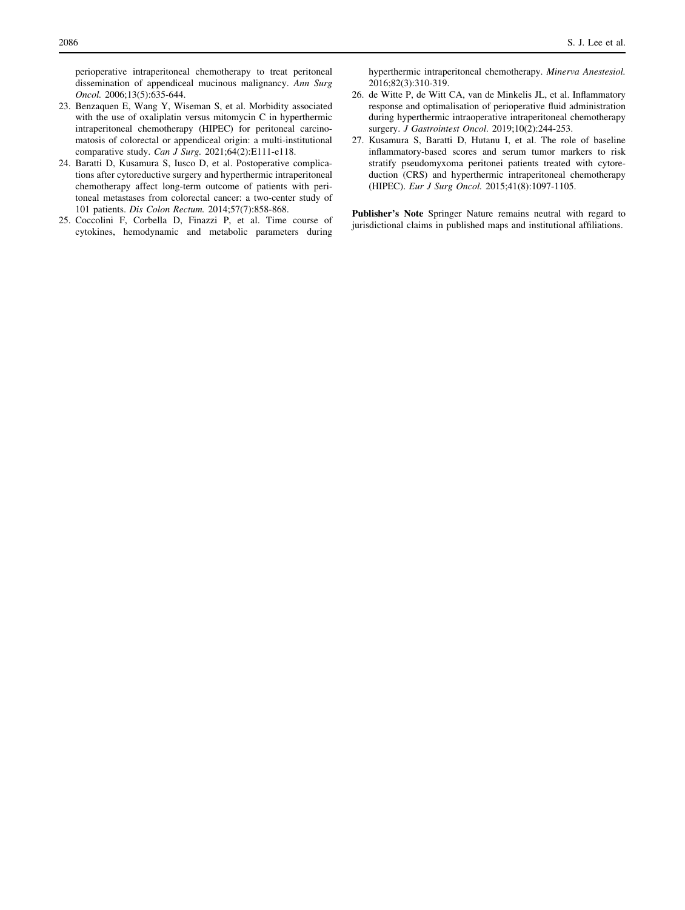perioperative intraperitoneal chemotherapy to treat peritoneal dissemination of appendiceal mucinous malignancy. *Ann Surg Oncol.* 2006;13(5):635-644.

23. Benzaquen E, Wang Y, Wiseman S, et al. Morbidity associated with the use of oxaliplatin versus mitomycin C in hyperthermic intraperitoneal chemotherapy (HIPEC) for peritoneal carcinomatosis of colorectal or appendiceal origin: a multi-institutional comparative study. *Can J Surg.* 2021;64(2):E111-e118.
24. Baratti D, Kusamura S, Iusco D, et al. Postoperative complications after cytoreductive surgery and hyperthermic intraperitoneal chemotherapy affect long-term outcome of patients with peritoneal metastases from colorectal cancer: a two-center study of 101 patients. *Dis Colon Rectum.* 2014;57(7):858-868.
25. Coccolini F, Corbella D, Finazzi P, et al. Time course of cytokines, hemodynamic and metabolic parameters during hyperthermic intraperitoneal chemotherapy. *Minerva Anestesiol.* 2016;82(3):310-319.
26. de Witte P, de Witt CA, van de Minkelis JL, et al. Inflammatory response and optimalisation of perioperative fluid administration during hyperthermic intraoperative intraperitoneal chemotherapy surgery. *J Gastrointest Oncol.* 2019;10(2):244-253.
27. Kusamura S, Baratti D, Hutanu I, et al. The role of baseline inflammatory-based scores and serum tumor markers to risk stratify pseudomyxoma peritonei patients treated with cytoreduction (CRS) and hyperthermic intraperitoneal chemotherapy (HIPEC). *Eur J Surg Oncol.* 2015;41(8):1097-1105.

**Publisher's Note** Springer Nature remains neutral with regard to jurisdictional claims in published maps and institutional affiliations.